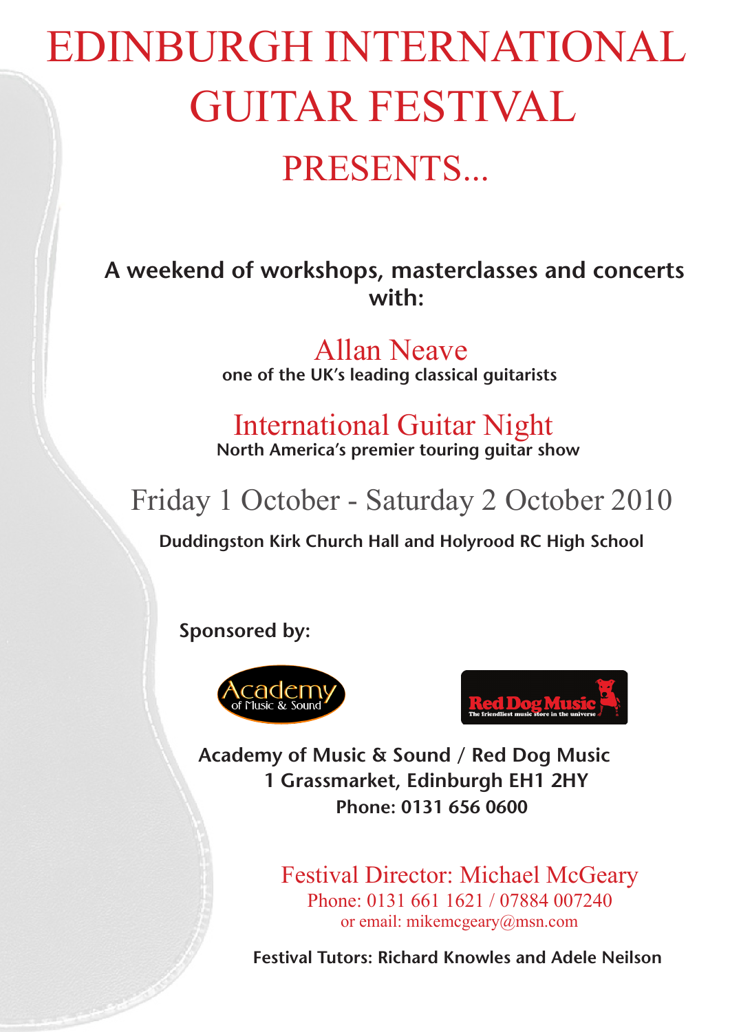# EDINBURGH INTERNATIONAL GUITAR FESTIVAL

## PRESENTS...

**A weekend of workshops, masterclasses and concerts with:**

## Allan Neave

**one of the UK's leading classical guitarists**

## International Guitar Night

**North America's premier touring guitar show**

## Friday 1 October - Saturday 2 October 2010

**Duddingston Kirk Church Hall and Holyrood RC High School**

**Sponsored by:**

Academy of Music & Sound

Red Dog Music
The friendliest music store in the universe

**Academy of Music & Sound / Red Dog Music**
**1 Grassmarket, Edinburgh EH1 2HY**
**Phone: 0131 656 0600**

Festival Director: Michael McGeary
Phone: 0131 661 1621 / 07884 007240
or email: mikemcgeary@msn.com

**Festival Tutors: Richard Knowles and Adele Neilson**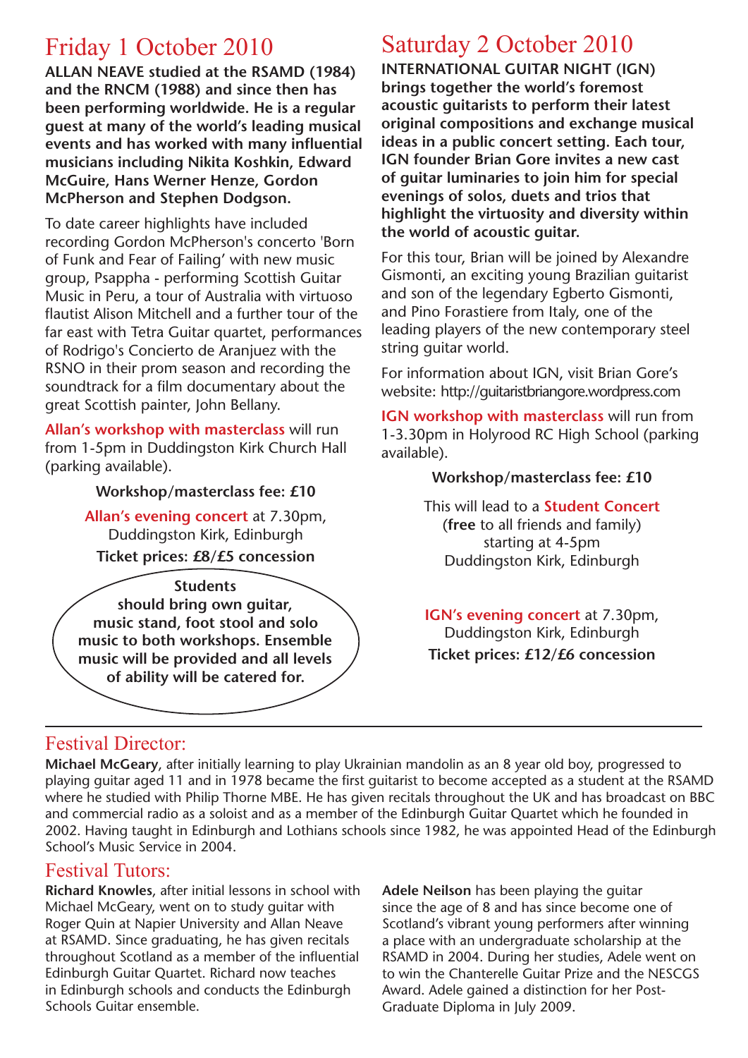# Friday 1 October 2010

**ALLAN NEAVE studied at the RSAMD (1984) and the RNCM (1988) and since then has been performing worldwide. He is a regular guest at many of the world's leading musical events and has worked with many influential musicians including Nikita Koshkin, Edward McGuire, Hans Werner Henze, Gordon McPherson and Stephen Dodgson.**

To date career highlights have included recording Gordon McPherson's concerto 'Born of Funk and Fear of Failing' with new music group, Psappha - performing Scottish Guitar Music in Peru, a tour of Australia with virtuoso flautist Alison Mitchell and a further tour of the far east with Tetra Guitar quartet, performances of Rodrigo's Concierto de Aranjuez with the RSNO in their prom season and recording the soundtrack for a film documentary about the great Scottish painter, John Bellany.

**Allan's workshop with masterclass** will run from 1-5pm in Duddingston Kirk Church Hall (parking available).

**Workshop/masterclass fee: £10**

**Allan's evening concert** at 7.30pm, Duddingston Kirk, Edinburgh

**Ticket prices: £8/£5 concession**

**Students should bring own guitar, music stand, foot stool and solo music to both workshops. Ensemble music will be provided and all levels of ability will be catered for.**

# Saturday 2 October 2010

**INTERNATIONAL GUITAR NIGHT (IGN) brings together the world's foremost acoustic guitarists to perform their latest original compositions and exchange musical ideas in a public concert setting. Each tour, IGN founder Brian Gore invites a new cast of guitar luminaries to join him for special evenings of solos, duets and trios that highlight the virtuosity and diversity within the world of acoustic guitar.**

For this tour, Brian will be joined by Alexandre Gismonti, an exciting young Brazilian guitarist and son of the legendary Egberto Gismonti, and Pino Forastiere from Italy, one of the leading players of the new contemporary steel string guitar world.

For information about IGN, visit Brian Gore's website: http://guitaristbriangore.wordpress.com

**IGN workshop with masterclass** will run from 1-3.30pm in Holyrood RC High School (parking available).

**Workshop/masterclass fee: £10**

This will lead to a **Student Concert** (**free** to all friends and family) starting at 4-5pm Duddingston Kirk, Edinburgh

**IGN's evening concert** at 7.30pm, Duddingston Kirk, Edinburgh

**Ticket prices: £12/£6 concession**

---

## Festival Director:

**Michael McGeary**, after initially learning to play Ukrainian mandolin as an 8 year old boy, progressed to playing guitar aged 11 and in 1978 became the first guitarist to become accepted as a student at the RSAMD where he studied with Philip Thorne MBE. He has given recitals throughout the UK and has broadcast on BBC and commercial radio as a soloist and as a member of the Edinburgh Guitar Quartet which he founded in 2002. Having taught in Edinburgh and Lothians schools since 1982, he was appointed Head of the Edinburgh School's Music Service in 2004.

## Festival Tutors:

**Richard Knowles**, after initial lessons in school with Michael McGeary, went on to study guitar with Roger Quin at Napier University and Allan Neave at RSAMD. Since graduating, he has given recitals throughout Scotland as a member of the influential Edinburgh Guitar Quartet. Richard now teaches in Edinburgh schools and conducts the Edinburgh Schools Guitar ensemble.

**Adele Neilson** has been playing the guitar since the age of 8 and has since become one of Scotland's vibrant young performers after winning a place with an undergraduate scholarship at the RSAMD in 2004. During her studies, Adele went on to win the Chanterelle Guitar Prize and the NESCGS Award. Adele gained a distinction for her Post-Graduate Diploma in July 2009.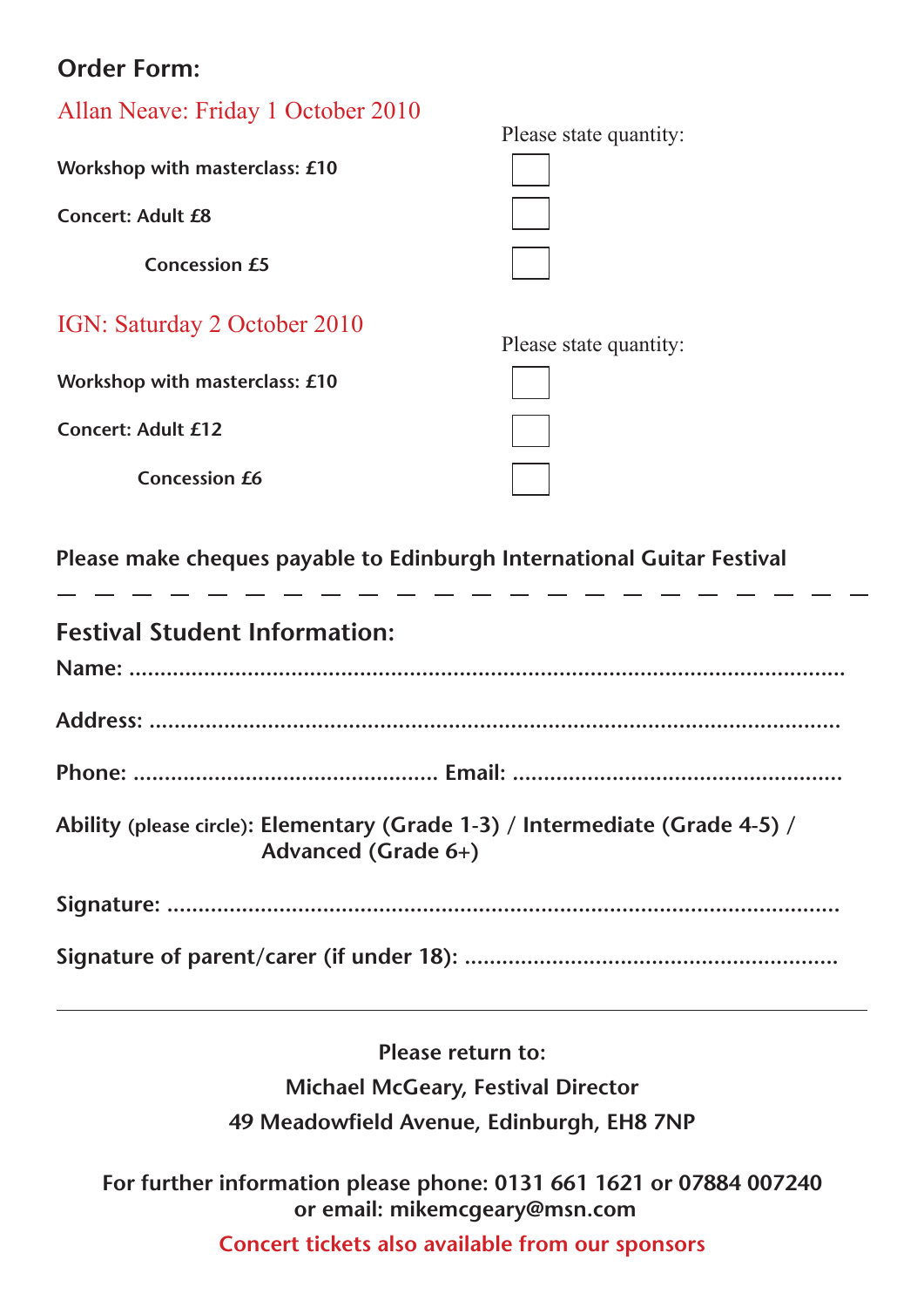## Order Form:

### Allan Neave: Friday 1 October 2010

Please state quantity:

**Workshop with masterclass: £10** ☐

**Concert: Adult £8** ☐

**Concession £5** ☐

### IGN: Saturday 2 October 2010

Please state quantity:

**Workshop with masterclass: £10** ☐

**Concert: Adult £12** ☐

**Concession £6** ☐

**Please make cheques payable to Edinburgh International Guitar Festival**

---

## Festival Student Information:

**Name:** ..........................................................................................................

**Address:** ......................................................................................................

**Phone:** ................................................ **Email:** ...................................................

**Ability** (please circle): **Elementary (Grade 1-3) / Intermediate (Grade 4-5) / Advanced (Grade 6+)**

**Signature:** ....................................................................................................

**Signature of parent/carer (if under 18):** ..........................................................

---

**Please return to:**

**Michael McGeary, Festival Director**

**49 Meadowfield Avenue, Edinburgh, EH8 7NP**

**For further information please phone: 0131 661 1621 or 07884 007240 or email: mikemcgeary@msn.com**

**Concert tickets also available from our sponsors**